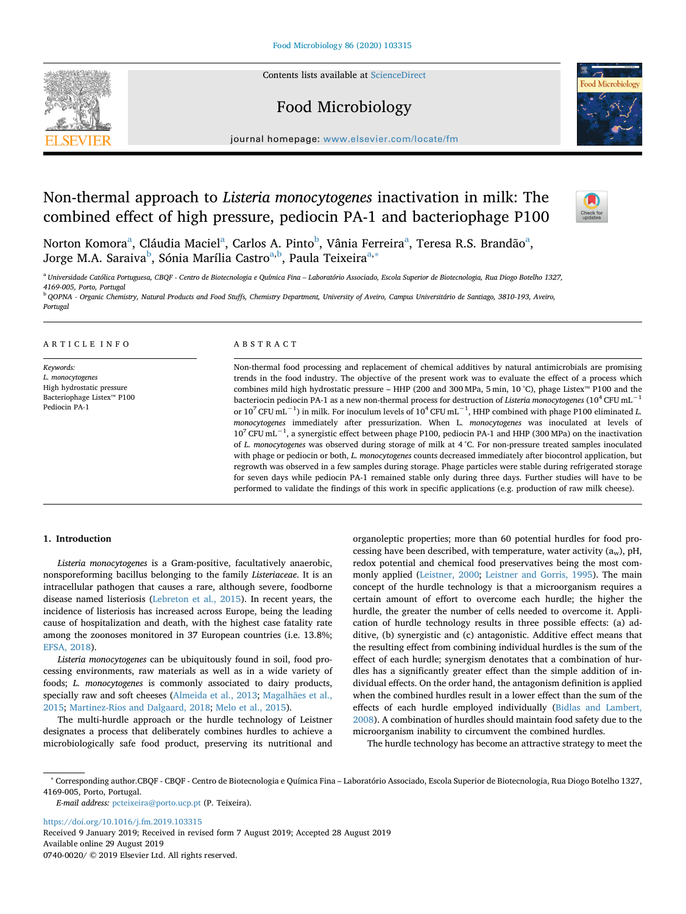Contents lists available at ScienceDirect

# Food Microbiology

journal homepage: www.elsevier.com/locate/fm

# Non-thermal approach to *Listeria monocytogenes* inactivation in milk: The combined effect of high pressure, pediocin PA-1 and bacteriophage P100

Norton Komora[a], Cláudia Maciel[a], Carlos A. Pinto[b], Vânia Ferreira[a], Teresa R.S. Brandão[a], Jorge M.A. Saraiva[b], Sónia Marília Castro[a,b], Paula Teixeira[a,*]

[a] Universidade Católica Portuguesa, CBQF - Centro de Biotecnologia e Química Fina – Laboratório Associado, Escola Superior de Biotecnologia, Rua Diogo Botelho 1327, 4169-005, Porto, Portugal

[b] QOPNA - Organic Chemistry, Natural Products and Food Stuffs, Chemistry Department, University of Aveiro, Campus Universitário de Santiago, 3810-193, Aveiro, Portugal

## ARTICLE INFO

*Keywords:*
*L. monocytogenes*
High hydrostatic pressure
Bacteriophage Listex™ P100
Pediocin PA-1

## ABSTRACT

Non-thermal food processing and replacement of chemical additives by natural antimicrobials are promising trends in the food industry. The objective of the present work was to evaluate the effect of a process which combines mild high hydrostatic pressure – HHP (200 and 300 MPa, 5 min, 10 °C), phage Listex™ P100 and the bacteriocin pediocin PA-1 as a new non-thermal process for destruction of *Listeria monocytogenes* ($10^4$ CFU mL$^{-1}$ or $10^7$ CFU mL$^{-1}$) in milk. For inoculum levels of $10^4$ CFU mL$^{-1}$, HHP combined with phage P100 eliminated *L. monocytogenes* immediately after pressurization. When *L. monocytogenes* was inoculated at levels of $10^7$ CFU mL$^{-1}$, a synergistic effect between phage P100, pediocin PA-1 and HHP (300 MPa) on the inactivation of *L. monocytogenes* was observed during storage of milk at 4 °C. For non-pressure treated samples inoculated with phage or pediocin or both, *L. monocytogenes* counts decreased immediately after biocontrol application, but regrowth was observed in a few samples during storage. Phage particles were stable during refrigerated storage for seven days while pediocin PA-1 remained stable only during three days. Further studies will have to be performed to validate the findings of this work in specific applications (e.g. production of raw milk cheese).

## 1. Introduction

*Listeria monocytogenes* is a Gram-positive, facultatively anaerobic, nonsporeforming bacillus belonging to the family *Listeriaceae*. It is an intracellular pathogen that causes a rare, although severe, foodborne disease named listeriosis (Lebreton et al., 2015). In recent years, the incidence of listeriosis has increased across Europe, being the leading cause of hospitalization and death, with the highest case fatality rate among the zoonoses monitored in 37 European countries (i.e. 13.8%; EFSA, 2018).

*Listeria monocytogenes* can be ubiquitously found in soil, food processing environments, raw materials as well as in a wide variety of foods; *L. monocytogenes* is commonly associated to dairy products, specially raw and soft cheeses (Almeida et al., 2013; Magalhães et al., 2015; Martinez-Rios and Dalgaard, 2018; Melo et al., 2015).

The multi-hurdle approach or the hurdle technology of Leistner designates a process that deliberately combines hurdles to achieve a microbiologically safe food product, preserving its nutritional and organoleptic properties; more than 60 potential hurdles for food processing have been described, with temperature, water activity ($a_w$), pH, redox potential and chemical food preservatives being the most commonly applied (Leistner, 2000; Leistner and Gorris, 1995). The main concept of the hurdle technology is that a microorganism requires a certain amount of effort to overcome each hurdle; the higher the hurdle, the greater the number of cells needed to overcome it. Application of hurdle technology results in three possible effects: (a) additive, (b) synergistic and (c) antagonistic. Additive effect means that the resulting effect from combining individual hurdles is the sum of the effect of each hurdle; synergism denotes that a combination of hurdles has a significantly greater effect than the simple addition of individual effects. On the order hand, the antagonism definition is applied when the combined hurdles result in a lower effect than the sum of the effects of each hurdle employed individually (Bidlas and Lambert, 2008). A combination of hurdles should maintain food safety due to the microorganism inability to circumvent the combined hurdles.

The hurdle technology has become an attractive strategy to meet the

---

* Corresponding author.CBQF - CBQF - Centro de Biotecnologia e Química Fina – Laboratório Associado, Escola Superior de Biotecnologia, Rua Diogo Botelho 1327, 4169-005, Porto, Portugal.

*E-mail address:* pcteixeira@porto.ucp.pt (P. Teixeira).

https://doi.org/10.1016/j.fm.2019.103315
Received 9 January 2019; Received in revised form 7 August 2019; Accepted 28 August 2019
Available online 29 August 2019
0740-0020/ © 2019 Elsevier Ltd. All rights reserved.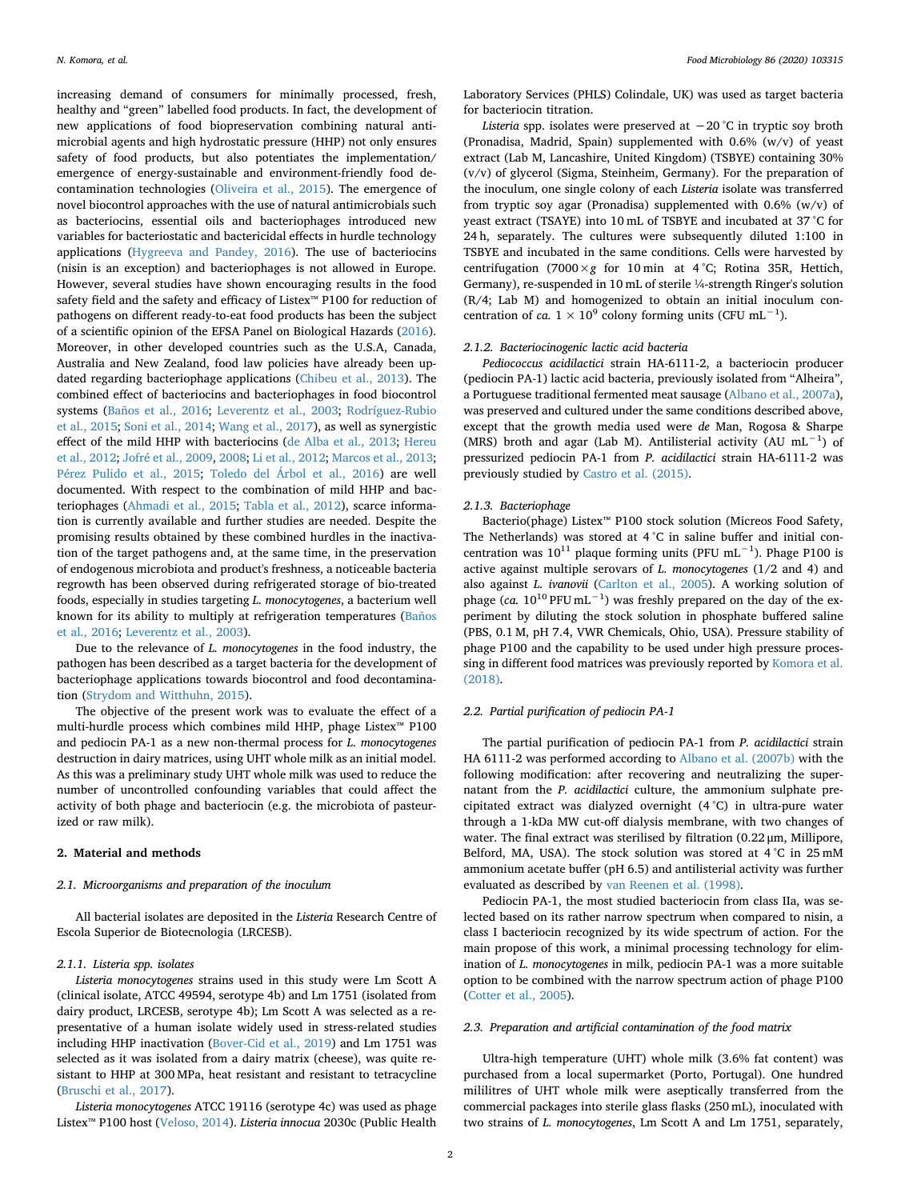increasing demand of consumers for minimally processed, fresh, healthy and "green" labelled food products. In fact, the development of new applications of food biopreservation combining natural antimicrobial agents and high hydrostatic pressure (HHP) not only ensures safety of food products, but also potentiates the implementation/emergence of energy-sustainable and environment-friendly food decontamination technologies (Oliveira et al., 2015). The emergence of novel biocontrol approaches with the use of natural antimicrobials such as bacteriocins, essential oils and bacteriophages introduced new variables for bacteriostatic and bactericidal effects in hurdle technology applications (Hygreeva and Pandey, 2016). The use of bacteriocins (nisin is an exception) and bacteriophages is not allowed in Europe. However, several studies have shown encouraging results in the food safety field and the safety and efficacy of Listex™ P100 for reduction of pathogens on different ready-to-eat food products has been the subject of a scientific opinion of the EFSA Panel on Biological Hazards (2016). Moreover, in other developed countries such as the U.S.A, Canada, Australia and New Zealand, food law policies have already been updated regarding bacteriophage applications (Chibeu et al., 2013). The combined effect of bacteriocins and bacteriophages in food biocontrol systems (Baños et al., 2016; Leverentz et al., 2003; Rodríguez-Rubio et al., 2015; Soni et al., 2014; Wang et al., 2017), as well as synergistic effect of the mild HHP with bacteriocins (de Alba et al., 2013; Hereu et al., 2012; Jofré et al., 2009, 2008; Li et al., 2012; Marcos et al., 2013; Pérez Pulido et al., 2015; Toledo del Árbol et al., 2016) are well documented. With respect to the combination of mild HHP and bacteriophages (Ahmadi et al., 2015; Tabla et al., 2012), scarce information is currently available and further studies are needed. Despite the promising results obtained by these combined hurdles in the inactivation of the target pathogens and, at the same time, in the preservation of endogenous microbiota and product's freshness, a noticeable bacteria regrowth has been observed during refrigerated storage of bio-treated foods, especially in studies targeting *L. monocytogenes*, a bacterium well known for its ability to multiply at refrigeration temperatures (Baños et al., 2016; Leverentz et al., 2003).

Due to the relevance of *L. monocytogenes* in the food industry, the pathogen has been described as a target bacteria for the development of bacteriophage applications towards biocontrol and food decontamination (Strydom and Witthuhn, 2015).

The objective of the present work was to evaluate the effect of a multi-hurdle process which combines mild HHP, phage Listex™ P100 and pediocin PA-1 as a new non-thermal process for *L. monocytogenes* destruction in dairy matrices, using UHT whole milk as an initial model. As this was a preliminary study UHT whole milk was used to reduce the number of uncontrolled confounding variables that could affect the activity of both phage and bacteriocin (e.g. the microbiota of pasteurized or raw milk).

## 2. Material and methods

### 2.1. Microorganisms and preparation of the inoculum

All bacterial isolates are deposited in the *Listeria* Research Centre of Escola Superior de Biotecnologia (LRCESB).

#### 2.1.1. *Listeria* spp. isolates

*Listeria monocytogenes* strains used in this study were Lm Scott A (clinical isolate, ATCC 49594, serotype 4b) and Lm 1751 (isolated from dairy product, LRCESB, serotype 4b); Lm Scott A was selected as a representative of a human isolate widely used in stress-related studies including HHP inactivation (Bover-Cid et al., 2019) and Lm 1751 was selected as it was isolated from a dairy matrix (cheese), was quite resistant to HHP at 300 MPa, heat resistant and resistant to tetracycline (Bruschi et al., 2017).

*Listeria monocytogenes* ATCC 19116 (serotype 4c) was used as phage Listex™ P100 host (Veloso, 2014). *Listeria innocua* 2030c (Public Health Laboratory Services (PHLS) Colindale, UK) was used as target bacteria for bacteriocin titration.

*Listeria* spp. isolates were preserved at −20 °C in tryptic soy broth (Pronadisa, Madrid, Spain) supplemented with 0.6% (w/v) of yeast extract (Lab M, Lancashire, United Kingdom) (TSBYE) containing 30% (v/v) of glycerol (Sigma, Steinheim, Germany). For the preparation of the inoculum, one single colony of each *Listeria* isolate was transferred from tryptic soy agar (Pronadisa) supplemented with 0.6% (w/v) of yeast extract (TSAYE) into 10 mL of TSBYE and incubated at 37 °C for 24 h, separately. The cultures were subsequently diluted 1:100 in TSBYE and incubated in the same conditions. Cells were harvested by centrifugation (7000 × *g* for 10 min at 4 °C; Rotina 35R, Hettich, Germany), re-suspended in 10 mL of sterile ¼-strength Ringer's solution (R/4; Lab M) and homogenized to obtain an initial inoculum concentration of *ca.* $1 \times 10^9$ colony forming units (CFU $mL^{-1}$).

#### 2.1.2. Bacteriocinogenic lactic acid bacteria

*Pediococcus acidilactici* strain HA-6111-2, a bacteriocin producer (pediocin PA-1) lactic acid bacteria, previously isolated from "Alheira", a Portuguese traditional fermented meat sausage (Albano et al., 2007a), was preserved and cultured under the same conditions described above, except that the growth media used were *de* Man, Rogosa & Sharpe (MRS) broth and agar (Lab M). Antilisterial activity (AU $mL^{-1}$) of pressurized pediocin PA-1 from *P. acidilactici* strain HA-6111-2 was previously studied by Castro et al. (2015).

#### 2.1.3. Bacteriophage

Bacterio(phage) Listex™ P100 stock solution (Micreos Food Safety, The Netherlands) was stored at 4 °C in saline buffer and initial concentration was $10^{11}$ plaque forming units (PFU $mL^{-1}$). Phage P100 is active against multiple serovars of *L. monocytogenes* (1/2 and 4) and also against *L. ivanovii* (Carlton et al., 2005). A working solution of phage (*ca.* $10^{10}$ PFU $mL^{-1}$) was freshly prepared on the day of the experiment by diluting the stock solution in phosphate buffered saline (PBS, 0.1 M, pH 7.4, VWR Chemicals, Ohio, USA). Pressure stability of phage P100 and the capability to be used under high pressure processing in different food matrices was previously reported by Komora et al. (2018).

### 2.2. Partial purification of pediocin PA-1

The partial purification of pediocin PA-1 from *P. acidilactici* strain HA 6111-2 was performed according to Albano et al. (2007b) with the following modification: after recovering and neutralizing the supernatant from the *P. acidilactici* culture, the ammonium sulphate precipitated extract was dialyzed overnight (4 °C) in ultra-pure water through a 1-kDa MW cut-off dialysis membrane, with two changes of water. The final extract was sterilised by filtration (0.22 μm, Millipore, Belford, MA, USA). The stock solution was stored at 4 °C in 25 mM ammonium acetate buffer (pH 6.5) and antilisterial activity was further evaluated as described by van Reenen et al. (1998).

Pediocin PA-1, the most studied bacteriocin from class IIa, was selected based on its rather narrow spectrum when compared to nisin, a class I bacteriocin recognized by its wide spectrum of action. For the main propose of this work, a minimal processing technology for elimination of *L. monocytogenes* in milk, pediocin PA-1 was a more suitable option to be combined with the narrow spectrum action of phage P100 (Cotter et al., 2005).

### 2.3. Preparation and artificial contamination of the food matrix

Ultra-high temperature (UHT) whole milk (3.6% fat content) was purchased from a local supermarket (Porto, Portugal). One hundred mililitres of UHT whole milk were aseptically transferred from the commercial packages into sterile glass flasks (250 mL), inoculated with two strains of *L. monocytogenes*, Lm Scott A and Lm 1751, separately,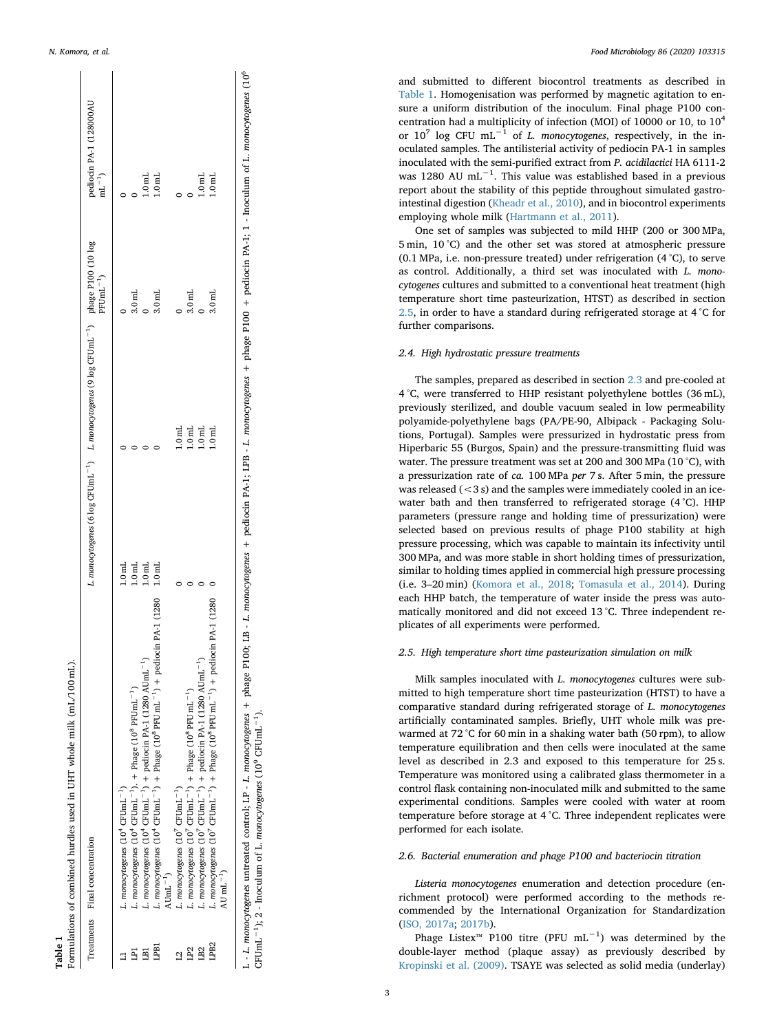**Table 1**
Formulations of combined hurdles used in UHT whole milk (mL/100 mL).

| Treatments | Final concentration | *L. monocytogenes* (6 log CFUmL$^{-1}$) | *L. monocytogenes* (9 log CFUmL$^{-1}$) | phage P100 (10 log PFUmL$^{-1}$) | pediocin PA-1 (128000AU mL$^{-1}$) |
|---|---|---|---|---|---|
| L1 | *L. monocytogenes* (10$^4$ CFUmL$^{-1}$) | 1.0 mL | 0 | 0 | 0 |
| LP1 | *L. monocytogenes* (10$^4$ CFUmL$^{-1}$). + Phage (10$^8$ PFUmL$^{-1}$) | 1.0 mL | 0 | 3.0 mL | 0 |
| LB1 | *L. monocytogenes* (10$^4$ CFUmL$^{-1}$) + pediocin PA-1 (1280 AUmL$^{-1}$) | 1.0 mL | 0 | 0 | 1.0 mL |
| LPB1 | *L. monocytogenes* (10$^4$ CFUmL$^{-1}$) + Phage (10$^8$ PFU mL$^{-1}$) + pediocin PA-1 (1280 AUmL$^{-1}$) | 1.0 mL | 0 | 3.0 mL | 1.0 mL |
| L2 | *L. monocytogenes* (10$^7$ CFUmL$^{-1}$) | 0 | 1.0 mL | 0 | 0 |
| LP2 | *L. monocytogenes* (10$^7$ CFUmL$^{-1}$) + Phage (10$^8$ PFU mL$^{-1}$) | 0 | 1.0 mL | 3.0 mL | 0 |
| LB2 | *L. monocytogenes* (10$^7$ CFUmL$^{-1}$) + pediocin PA-1 (1280 AUmL$^{-1}$) | 0 | 1.0 mL | 0 | 1.0 mL |
| LPB2 | *L. monocytogenes* (10$^7$ CFUmL$^{-1}$) + Phage (10$^8$ PFU mL$^{-1}$) + pediocin PA-1 (1280 AU mL$^{-1}$) | 0 | 1.0 mL | 3.0 mL | 1.0 mL |

L - *L. monocytogenes* untreated control; LP - *L. monocytogenes* + phage P100; LB - *L. monocytogenes* + pediocin PA-1; LPB - *L. monocytogenes* + phage P100 + pediocin PA-1; 1 - Inoculum of *L. monocytogenes* (10$^6$ CFUmL$^{-1}$); 2 - Inoculum of *L. monocytogenes* (10$^9$ CFUmL$^{-1}$).

and submitted to different biocontrol treatments as described in Table 1. Homogenisation was performed by magnetic agitation to ensure a uniform distribution of the inoculum. Final phage P100 concentration had a multiplicity of infection (MOI) of 10000 or 10, to 10$^4$ or 10$^7$ log CFU mL$^{-1}$ of *L. monocytogenes*, respectively, in the inoculated samples. The antilisterial activity of pediocin PA-1 in samples inoculated with the semi-purified extract from *P. acidilactici* HA 6111-2 was 1280 AU mL$^{-1}$. This value was established based in a previous report about the stability of this peptide throughout simulated gastrointestinal digestion (Kheadr et al., 2010), and in biocontrol experiments employing whole milk (Hartmann et al., 2011).

One set of samples was subjected to mild HHP (200 or 300 MPa, 5 min, 10 °C) and the other set was stored at atmospheric pressure (0.1 MPa, i.e. non-pressure treated) under refrigeration (4 °C), to serve as control. Additionally, a third set was inoculated with *L. monocytogenes* cultures and submitted to a conventional heat treatment (high temperature short time pasteurization, HTST) as described in section 2.5, in order to have a standard during refrigerated storage at 4 °C for further comparisons.

### 2.4. High hydrostatic pressure treatments

The samples, prepared as described in section 2.3 and pre-cooled at 4 °C, were transferred to HHP resistant polyethylene bottles (36 mL), previously sterilized, and double vacuum sealed in low permeability polyamide-polyethylene bags (PA/PE-90, Albipack - Packaging Solutions, Portugal). Samples were pressurized in hydrostatic press from Hiperbaric 55 (Burgos, Spain) and the pressure-transmitting fluid was water. The pressure treatment was set at 200 and 300 MPa (10 °C), with a pressurization rate of *ca.* 100 MPa *per* 7 s. After 5 min, the pressure was released (< 3 s) and the samples were immediately cooled in an ice-water bath and then transferred to refrigerated storage (4 °C). HHP parameters (pressure range and holding time of pressurization) were selected based on previous results of phage P100 stability at high pressure processing, which was capable to maintain its infectivity until 300 MPa, and was more stable in short holding times of pressurization, similar to holding times applied in commercial high pressure processing (i.e. 3–20 min) (Komora et al., 2018; Tomasula et al., 2014). During each HHP batch, the temperature of water inside the press was automatically monitored and did not exceed 13 °C. Three independent replicates of all experiments were performed.

### 2.5. High temperature short time pasteurization simulation on milk

Milk samples inoculated with *L. monocytogenes* cultures were submitted to high temperature short time pasteurization (HTST) to have a comparative standard during refrigerated storage of *L. monocytogenes* artificially contaminated samples. Briefly, UHT whole milk was pre-warmed at 72 °C for 60 min in a shaking water bath (50 rpm), to allow temperature equilibration and then cells were inoculated at the same level as described in 2.3 and exposed to this temperature for 25 s. Temperature was monitored using a calibrated glass thermometer in a control flask containing non-inoculated milk and submitted to the same experimental conditions. Samples were cooled with water at room temperature before storage at 4 °C. Three independent replicates were performed for each isolate.

### 2.6. Bacterial enumeration and phage P100 and bacteriocin titration

*Listeria monocytogenes* enumeration and detection procedure (enrichment protocol) were performed according to the methods recommended by the International Organization for Standardization (ISO, 2017a; 2017b).

Phage Listex™ P100 titre (PFU mL$^{-1}$) was determined by the double-layer method (plaque assay) as previously described by Kropinski et al. (2009). TSAYE was selected as solid media (underlay)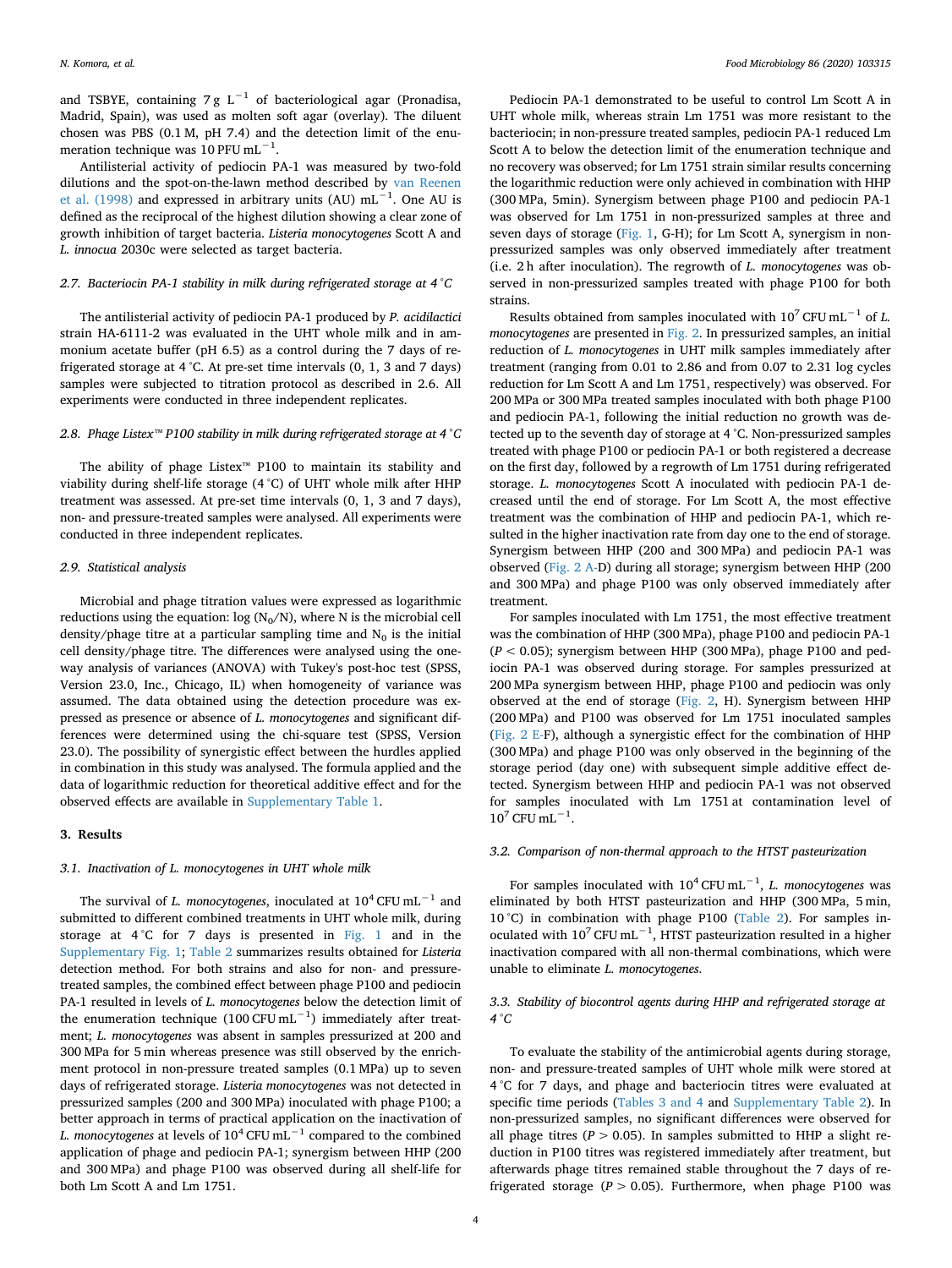and TSBYE, containing 7 g $L^{-1}$ of bacteriological agar (Pronadisa, Madrid, Spain), was used as molten soft agar (overlay). The diluent chosen was PBS (0.1 M, pH 7.4) and the detection limit of the enumeration technique was 10 PFU $mL^{-1}$.

Antilisterial activity of pediocin PA-1 was measured by two-fold dilutions and the spot-on-the-lawn method described by van Reenen et al. (1998) and expressed in arbitrary units (AU) $mL^{-1}$. One AU is defined as the reciprocal of the highest dilution showing a clear zone of growth inhibition of target bacteria. *Listeria monocytogenes* Scott A and *L. innocua* 2030c were selected as target bacteria.

### 2.7. Bacteriocin PA-1 stability in milk during refrigerated storage at 4 °C

The antilisterial activity of pediocin PA-1 produced by *P. acidilactici* strain HA-6111-2 was evaluated in the UHT whole milk and in ammonium acetate buffer (pH 6.5) as a control during the 7 days of refrigerated storage at 4 °C. At pre-set time intervals (0, 1, 3 and 7 days) samples were subjected to titration protocol as described in 2.6. All experiments were conducted in three independent replicates.

### 2.8. Phage Listex™ P100 stability in milk during refrigerated storage at 4 °C

The ability of phage Listex™ P100 to maintain its stability and viability during shelf-life storage (4 °C) of UHT whole milk after HHP treatment was assessed. At pre-set time intervals (0, 1, 3 and 7 days), non- and pressure-treated samples were analysed. All experiments were conducted in three independent replicates.

### 2.9. Statistical analysis

Microbial and phage titration values were expressed as logarithmic reductions using the equation: log ($N_0$/N), where N is the microbial cell density/phage titre at a particular sampling time and $N_0$ is the initial cell density/phage titre. The differences were analysed using the one-way analysis of variances (ANOVA) with Tukey's post-hoc test (SPSS, Version 23.0, Inc., Chicago, IL) when homogeneity of variance was assumed. The data obtained using the detection procedure was expressed as presence or absence of *L. monocytogenes* and significant differences were determined using the chi-square test (SPSS, Version 23.0). The possibility of synergistic effect between the hurdles applied in combination in this study was analysed. The formula applied and the data of logarithmic reduction for theoretical additive effect and for the observed effects are available in Supplementary Table 1.

## 3. Results

### 3.1. Inactivation of L. monocytogenes in UHT whole milk

The survival of *L. monocytogenes*, inoculated at $10^4$ CFU $mL^{-1}$ and submitted to different combined treatments in UHT whole milk, during storage at 4 °C for 7 days is presented in Fig. 1 and in the Supplementary Fig. 1; Table 2 summarizes results obtained for *Listeria* detection method. For both strains and also for non- and pressure-treated samples, the combined effect between phage P100 and pediocin PA-1 resulted in levels of *L. monocytogenes* below the detection limit of the enumeration technique (100 CFU $mL^{-1}$) immediately after treatment; *L. monocytogenes* was absent in samples pressurized at 200 and 300 MPa for 5 min whereas presence was still observed by the enrichment protocol in non-pressure treated samples (0.1 MPa) up to seven days of refrigerated storage. *Listeria monocytogenes* was not detected in pressurized samples (200 and 300 MPa) inoculated with phage P100; a better approach in terms of practical application on the inactivation of *L. monocytogenes* at levels of $10^4$ CFU $mL^{-1}$ compared to the combined application of phage and pediocin PA-1; synergism between HHP (200 and 300 MPa) and phage P100 was observed during all shelf-life for both Lm Scott A and Lm 1751.

Pediocin PA-1 demonstrated to be useful to control Lm Scott A in UHT whole milk, whereas strain Lm 1751 was more resistant to the bacteriocin; in non-pressure treated samples, pediocin PA-1 reduced Lm Scott A to below the detection limit of the enumeration technique and no recovery was observed; for Lm 1751 strain similar results concerning the logarithmic reduction were only achieved in combination with HHP (300 MPa, 5min). Synergism between phage P100 and pediocin PA-1 was observed for Lm 1751 in non-pressurized samples at three and seven days of storage (Fig. 1, G-H); for Lm Scott A, synergism in non-pressurized samples was only observed immediately after treatment (i.e. 2 h after inoculation). The regrowth of *L. monocytogenes* was observed in non-pressurized samples treated with phage P100 for both strains.

Results obtained from samples inoculated with $10^7$ CFU $mL^{-1}$ of *L. monocytogenes* are presented in Fig. 2. In pressurized samples, an initial reduction of *L. monocytogenes* in UHT milk samples immediately after treatment (ranging from 0.01 to 2.86 and from 0.07 to 2.31 log cycles reduction for Lm Scott A and Lm 1751, respectively) was observed. For 200 MPa or 300 MPa treated samples inoculated with both phage P100 and pediocin PA-1, following the initial reduction no growth was detected up to the seventh day of storage at 4 °C. Non-pressurized samples treated with phage P100 or pediocin PA-1 or both registered a decrease on the first day, followed by a regrowth of Lm 1751 during refrigerated storage. *L. monocytogenes* Scott A inoculated with pediocin PA-1 decreased until the end of storage. For Lm Scott A, the most effective treatment was the combination of HHP and pediocin PA-1, which resulted in the higher inactivation rate from day one to the end of storage. Synergism between HHP (200 and 300 MPa) and pediocin PA-1 was observed (Fig. 2 A-D) during all storage; synergism between HHP (200 and 300 MPa) and phage P100 was only observed immediately after treatment.

For samples inoculated with Lm 1751, the most effective treatment was the combination of HHP (300 MPa), phage P100 and pediocin PA-1 ($P < 0.05$); synergism between HHP (300 MPa), phage P100 and pediocin PA-1 was observed during storage. For samples pressurized at 200 MPa synergism between HHP, phage P100 and pediocin was only observed at the end of storage (Fig. 2, H). Synergism between HHP (200 MPa) and P100 was observed for Lm 1751 inoculated samples (Fig. 2 E-F), although a synergistic effect for the combination of HHP (300 MPa) and phage P100 was only observed in the beginning of the storage period (day one) with subsequent simple additive effect detected. Synergism between HHP and pediocin PA-1 was not observed for samples inoculated with Lm 1751 at contamination level of $10^7$ CFU $mL^{-1}$.

### 3.2. Comparison of non-thermal approach to the HTST pasteurization

For samples inoculated with $10^4$ CFU $mL^{-1}$, *L. monocytogenes* was eliminated by both HTST pasteurization and HHP (300 MPa, 5 min, 10 °C) in combination with phage P100 (Table 2). For samples inoculated with $10^7$ CFU $mL^{-1}$, HTST pasteurization resulted in a higher inactivation compared with all non-thermal combinations, which were unable to eliminate *L. monocytogenes*.

### 3.3. Stability of biocontrol agents during HHP and refrigerated storage at 4 °C

To evaluate the stability of the antimicrobial agents during storage, non- and pressure-treated samples of UHT whole milk were stored at 4 °C for 7 days, and phage and bacteriocin titres were evaluated at specific time periods (Tables 3 and 4 and Supplementary Table 2). In non-pressurized samples, no significant differences were observed for all phage titres ($P > 0.05$). In samples submitted to HHP a slight reduction in P100 titres was registered immediately after treatment, but afterwards phage titres remained stable throughout the 7 days of refrigerated storage ($P > 0.05$). Furthermore, when phage P100 was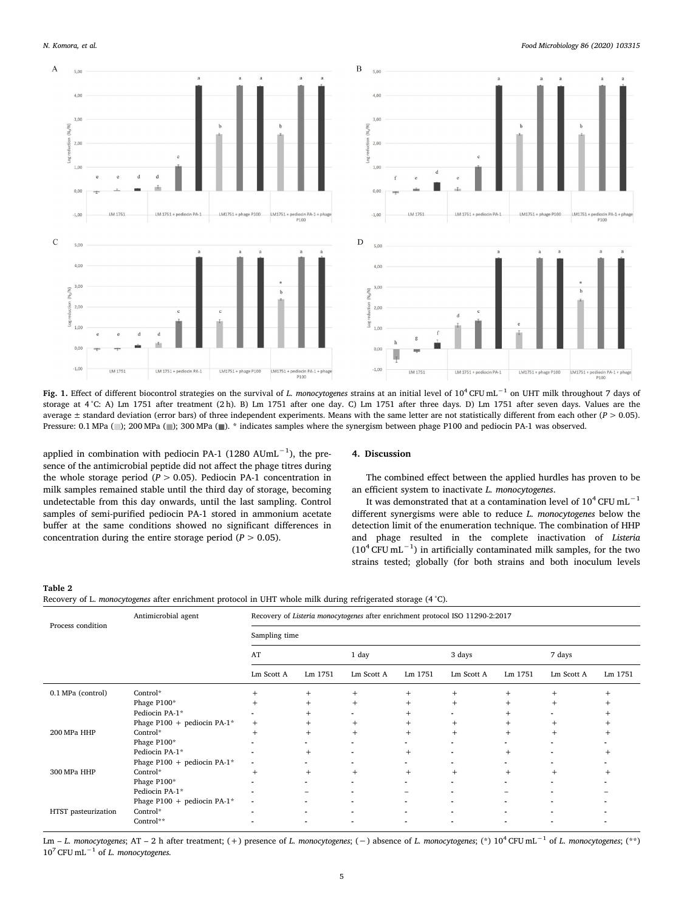**Fig. 1.** Effect of different biocontrol strategies on the survival of *L. monocytogenes* strains at an initial level of $10^4$ CFU mL$^{-1}$ on UHT milk throughout 7 days of storage at 4 °C: A) Lm 1751 after treatment (2 h). B) Lm 1751 after one day. C) Lm 1751 after three days. D) Lm 1751 after seven days. Values are the average ± standard deviation (error bars) of three independent experiments. Means with the same letter are not statistically different from each other ($P > 0.05$). Pressure: 0.1 MPa (■); 200 MPa (■); 300 MPa (■). * indicates samples where the synergism between phage P100 and pediocin PA-1 was observed.

applied in combination with pediocin PA-1 (1280 AUmL$^{-1}$), the presence of the antimicrobial peptide did not affect the phage titres during the whole storage period ($P > 0.05$). Pediocin PA-1 concentration in milk samples remained stable until the third day of storage, becoming undetectable from this day onwards, until the last sampling. Control samples of semi-purified pediocin PA-1 stored in ammonium acetate buffer at the same conditions showed no significant differences in concentration during the entire storage period ($P > 0.05$).

## 4. Discussion

The combined effect between the applied hurdles has proven to be an efficient system to inactivate *L. monocytogenes*.

It was demonstrated that at a contamination level of $10^4$ CFU mL$^{-1}$ different synergisms were able to reduce *L. monocytogenes* below the detection limit of the enumeration technique. The combination of HHP and phage resulted in the complete inactivation of *Listeria* ($10^4$ CFU mL$^{-1}$) in artificially contaminated milk samples, for the two strains tested; globally (for both strains and both inoculum levels

**Table 2**
Recovery of L. *monocytogenes* after enrichment protocol in UHT whole milk during refrigerated storage (4 °C).

| Process condition | Antimicrobial agent | Recovery of *Listeria monocytogenes* after enrichment protocol ISO 11290-2:2017 | | | | | | | |
|---|---|---|---|---|---|---|---|---|---|
| | | Sampling time | | | | | | | |
| | | AT | | 1 day | | 3 days | | 7 days | |
| | | Lm Scott A | Lm 1751 | Lm Scott A | Lm 1751 | Lm Scott A | Lm 1751 | Lm Scott A | Lm 1751 |
| 0.1 MPa (control) | Control* | + | + | + | + | + | + | + | + |
| | Phage P100* | + | + | + | + | + | + | + | + |
| | Pediocin PA-1* | - | + | - | + | - | + | - | + |
| | Phage P100 + pediocin PA-1* | + | + | + | + | + | + | + | + |
| 200 MPa HHP | Control* | + | + | + | + | + | + | + | + |
| | Phage P100* | - | - | - | - | - | - | - | - |
| | Pediocin PA-1* | - | + | - | + | - | + | - | + |
| | Phage P100 + pediocin PA-1* | - | - | - | - | - | - | - | - |
| 300 MPa HHP | Control* | + | + | + | + | + | + | + | + |
| | Phage P100* | - | - | - | - | - | - | - | - |
| | Pediocin PA-1* | - | − | - | − | - | − | - | − |
| | Phage P100 + pediocin PA-1* | - | - | - | - | - | - | - | - |
| HTST pasteurization | Control* | - | - | - | - | - | - | - | - |
| | Control** | - | - | - | - | - | - | - | - |

Lm – *L. monocytogenes*; AT – 2 h after treatment; (+) presence of *L. monocytogenes*; (−) absence of *L. monocytogenes*; (*) $10^4$ CFU mL$^{-1}$ of *L. monocytogenes*; (**) $10^7$ CFU mL$^{-1}$ of *L. monocytogenes*.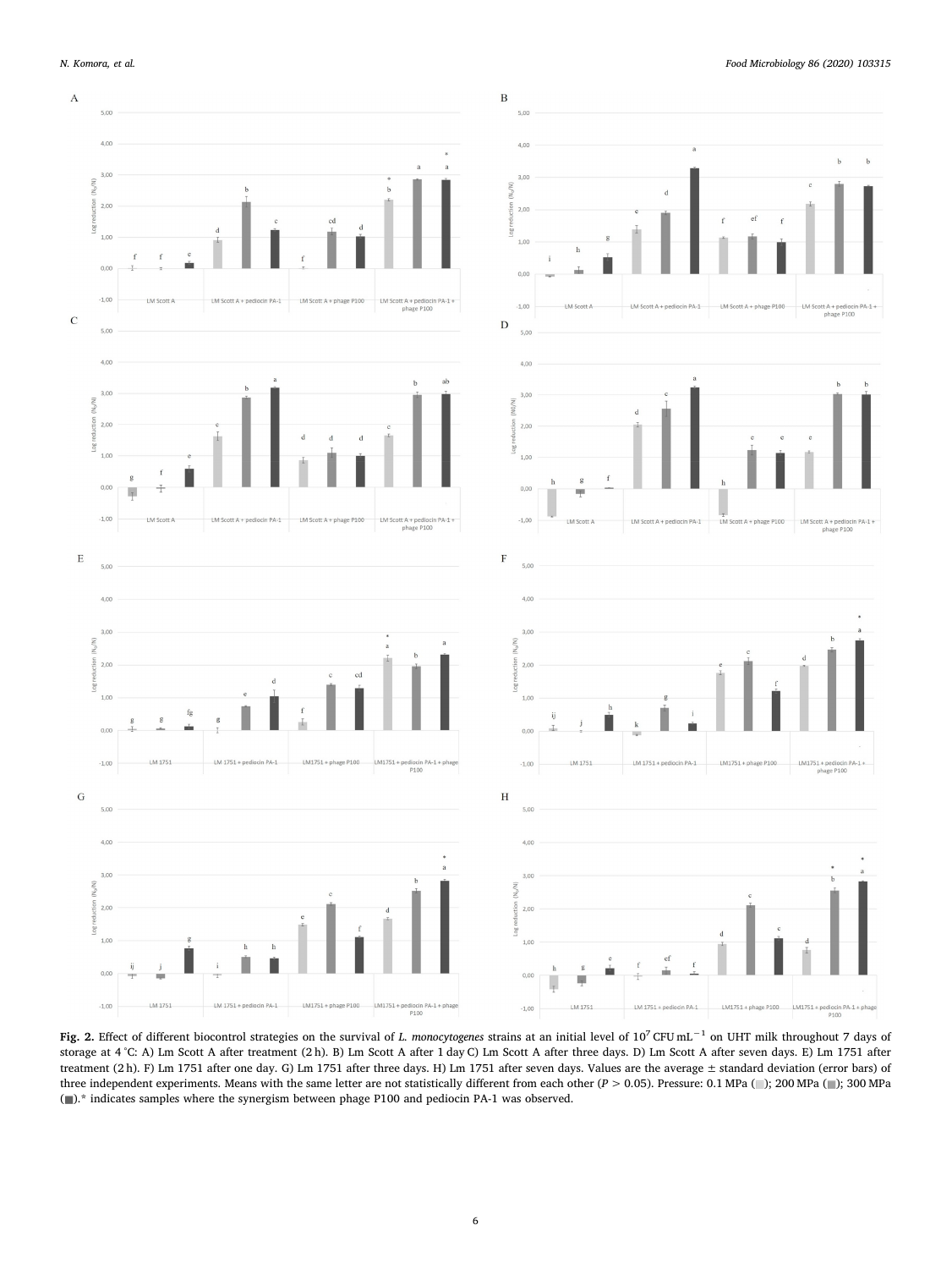**Fig. 2.** Effect of different biocontrol strategies on the survival of *L. monocytogenes* strains at an initial level of $10^7$ CFU $mL^{-1}$ on UHT milk throughout 7 days of storage at 4 °C: A) Lm Scott A after treatment (2 h). B) Lm Scott A after 1 day C) Lm Scott A after three days. D) Lm Scott A after seven days. E) Lm 1751 after treatment (2 h). F) Lm 1751 after one day. G) Lm 1751 after three days. H) Lm 1751 after seven days. Values are the average ± standard deviation (error bars) of three independent experiments. Means with the same letter are not statistically different from each other ($P > 0.05$). Pressure: 0.1 MPa (▒); 200 MPa (▒); 300 MPa (▒).* indicates samples where the synergism between phage P100 and pediocin PA-1 was observed.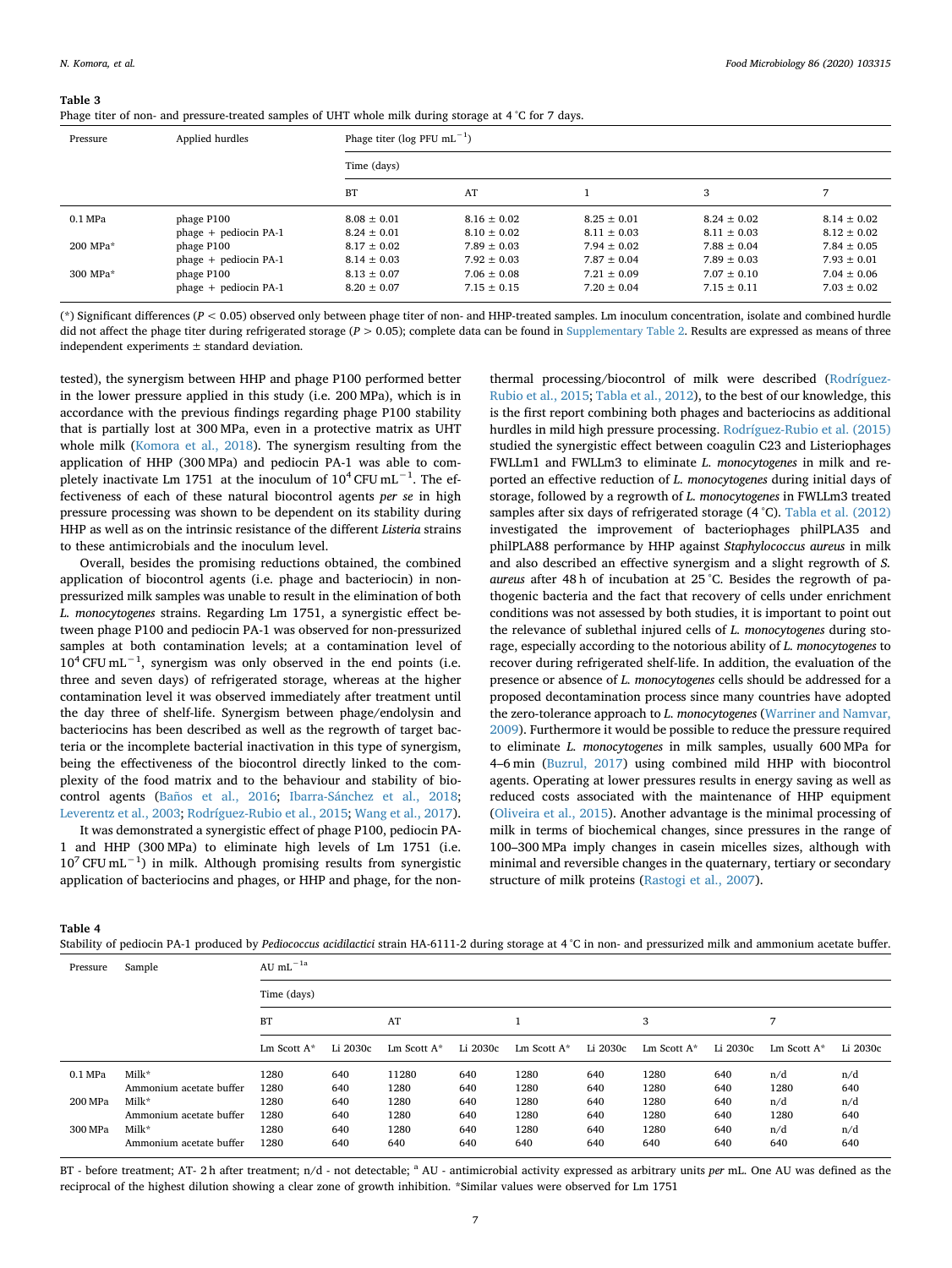**Table 3**
Phage titer of non- and pressure-treated samples of UHT whole milk during storage at 4 °C for 7 days.

| Pressure | Applied hurdles | Phage titer (log PFU mL$^{-1}$) | | | | |
|---|---|---|---|---|---|---|
| | | Time (days) | | | | |
| | | BT | AT | 1 | 3 | 7 |
| 0.1 MPa | phage P100 | 8.08 ± 0.01 | 8.16 ± 0.02 | 8.25 ± 0.01 | 8.24 ± 0.02 | 8.14 ± 0.02 |
| | phage + pediocin PA-1 | 8.24 ± 0.01 | 8.10 ± 0.02 | 8.11 ± 0.03 | 8.11 ± 0.03 | 8.12 ± 0.02 |
| 200 MPa* | phage P100 | 8.17 ± 0.02 | 7.89 ± 0.03 | 7.94 ± 0.02 | 7.88 ± 0.04 | 7.84 ± 0.05 |
| | phage + pediocin PA-1 | 8.14 ± 0.03 | 7.92 ± 0.03 | 7.87 ± 0.04 | 7.89 ± 0.03 | 7.93 ± 0.01 |
| 300 MPa* | phage P100 | 8.13 ± 0.07 | 7.06 ± 0.08 | 7.21 ± 0.09 | 7.07 ± 0.10 | 7.04 ± 0.06 |
| | phage + pediocin PA-1 | 8.20 ± 0.07 | 7.15 ± 0.15 | 7.20 ± 0.04 | 7.15 ± 0.11 | 7.03 ± 0.02 |

(*) Significant differences ($P < 0.05$) observed only between phage titer of non- and HHP-treated samples. Lm inoculum concentration, isolate and combined hurdle did not affect the phage titer during refrigerated storage ($P > 0.05$); complete data can be found in Supplementary Table 2. Results are expressed as means of three independent experiments ± standard deviation.

tested), the synergism between HHP and phage P100 performed better in the lower pressure applied in this study (i.e. 200 MPa), which is in accordance with the previous findings regarding phage P100 stability that is partially lost at 300 MPa, even in a protective matrix as UHT whole milk (Komora et al., 2018). The synergism resulting from the application of HHP (300 MPa) and pediocin PA-1 was able to completely inactivate Lm 1751 at the inoculum of $10^4$ CFU mL$^{-1}$. The effectiveness of each of these natural biocontrol agents *per se* in high pressure processing was shown to be dependent on its stability during HHP as well as on the intrinsic resistance of the different *Listeria* strains to these antimicrobials and the inoculum level.

Overall, besides the promising reductions obtained, the combined application of biocontrol agents (i.e. phage and bacteriocin) in non-pressurized milk samples was unable to result in the elimination of both *L. monocytogenes* strains. Regarding Lm 1751, a synergistic effect between phage P100 and pediocin PA-1 was observed for non-pressurized samples at both contamination levels; at a contamination level of $10^4$ CFU mL$^{-1}$, synergism was only observed in the end points (i.e. three and seven days) of refrigerated storage, whereas at the higher contamination level it was observed immediately after treatment until the day three of shelf-life. Synergism between phage/endolysin and bacteriocins has been described as well as the regrowth of target bacteria or the incomplete bacterial inactivation in this type of synergism, being the effectiveness of the biocontrol directly linked to the complexity of the food matrix and to the behaviour and stability of biocontrol agents (Baños et al., 2016; Ibarra-Sánchez et al., 2018; Leverentz et al., 2003; Rodríguez-Rubio et al., 2015; Wang et al., 2017).

It was demonstrated a synergistic effect of phage P100, pediocin PA-1 and HHP (300 MPa) to eliminate high levels of Lm 1751 (i.e. $10^7$ CFU mL$^{-1}$) in milk. Although promising results from synergistic application of bacteriocins and phages, or HHP and phage, for the non-thermal processing/biocontrol of milk were described (Rodríguez-Rubio et al., 2015; Tabla et al., 2012), to the best of our knowledge, this is the first report combining both phages and bacteriocins as additional hurdles in mild high pressure processing. Rodríguez-Rubio et al. (2015) studied the synergistic effect between coagulin C23 and Listeriophages FWLLm1 and FWLLm3 to eliminate *L. monocytogenes* in milk and reported an effective reduction of *L. monocytogenes* during initial days of storage, followed by a regrowth of *L. monocytogenes* in FWLLm3 treated samples after six days of refrigerated storage (4 °C). Tabla et al. (2012) investigated the improvement of bacteriophages philPLA35 and philPLA88 performance by HHP against *Staphylococcus aureus* in milk and also described an effective synergism and a slight regrowth of *S. aureus* after 48 h of incubation at 25 °C. Besides the regrowth of pathogenic bacteria and the fact that recovery of cells under enrichment conditions was not assessed by both studies, it is important to point out the relevance of sublethal injured cells of *L. monocytogenes* during storage, especially according to the notorious ability of *L. monocytogenes* to recover during refrigerated shelf-life. In addition, the evaluation of the presence or absence of *L. monocytogenes* cells should be addressed for a proposed decontamination process since many countries have adopted the zero-tolerance approach to *L. monocytogenes* (Warriner and Namvar, 2009). Furthermore it would be possible to reduce the pressure required to eliminate *L. monocytogenes* in milk samples, usually 600 MPa for 4–6 min (Buzrul, 2017) using combined mild HHP with biocontrol agents. Operating at lower pressures results in energy saving as well as reduced costs associated with the maintenance of HHP equipment (Oliveira et al., 2015). Another advantage is the minimal processing of milk in terms of biochemical changes, since pressures in the range of 100–300 MPa imply changes in casein micelles sizes, although with minimal and reversible changes in the quaternary, tertiary or secondary structure of milk proteins (Rastogi et al., 2007).

**Table 4**
Stability of pediocin PA-1 produced by *Pediococcus acidilactici* strain HA-6111-2 during storage at 4 °C in non- and pressurized milk and ammonium acetate buffer.

| Pressure | Sample | AU mL$^{-1}$ [a] | | | | | | | | | |
|---|---|---|---|---|---|---|---|---|---|---|---|
| | | Time (days) | | | | | | | | | |
| | | BT | | AT | | 1 | | 3 | | 7 | |
| | | Lm Scott A* | Li 2030c | Lm Scott A* | Li 2030c | Lm Scott A* | Li 2030c | Lm Scott A* | Li 2030c | Lm Scott A* | Li 2030c |
| 0.1 MPa | Milk* | 1280 | 640 | 11280 | 640 | 1280 | 640 | 1280 | 640 | n/d | n/d |
| | Ammonium acetate buffer | 1280 | 640 | 1280 | 640 | 1280 | 640 | 1280 | 640 | 1280 | 640 |
| 200 MPa | Milk* | 1280 | 640 | 1280 | 640 | 1280 | 640 | 1280 | 640 | n/d | n/d |
| | Ammonium acetate buffer | 1280 | 640 | 1280 | 640 | 1280 | 640 | 1280 | 640 | 1280 | 640 |
| 300 MPa | Milk* | 1280 | 640 | 1280 | 640 | 1280 | 640 | 1280 | 640 | n/d | n/d |
| | Ammonium acetate buffer | 1280 | 640 | 640 | 640 | 640 | 640 | 640 | 640 | 640 | 640 |

BT - before treatment; AT- 2 h after treatment; n/d - not detectable; [a] AU - antimicrobial activity expressed as arbitrary units *per* mL. One AU was defined as the reciprocal of the highest dilution showing a clear zone of growth inhibition. *Similar values were observed for Lm 1751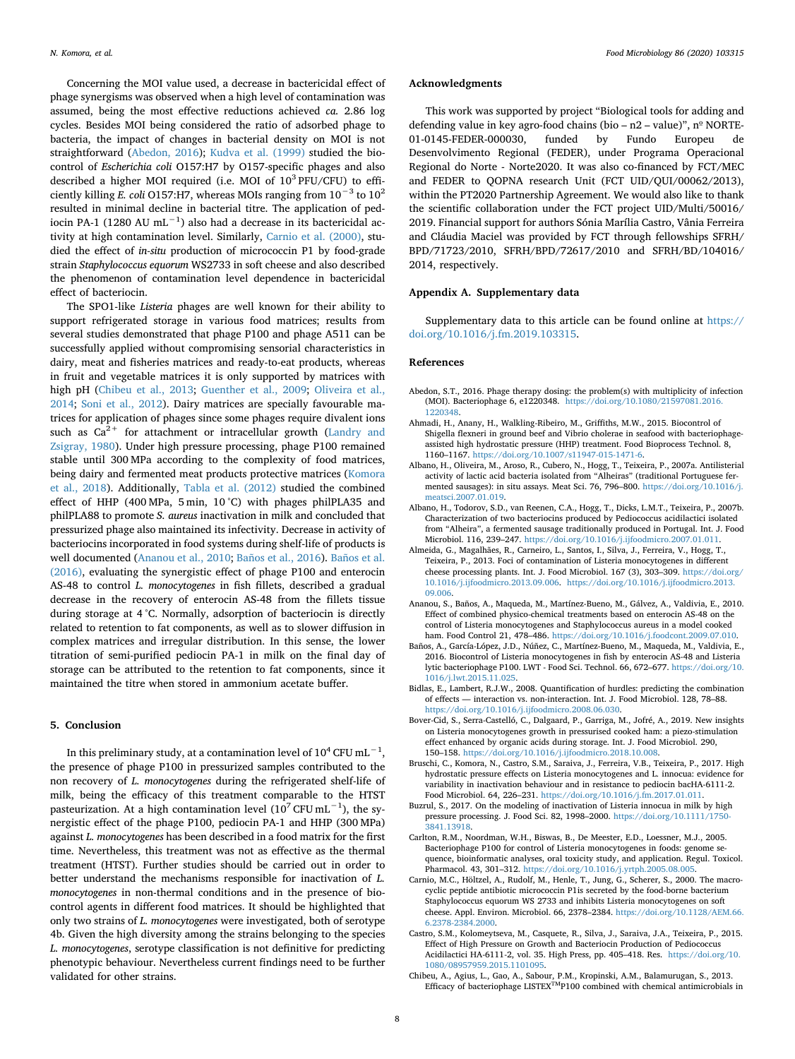Concerning the MOI value used, a decrease in bactericidal effect of phage synergisms was observed when a high level of contamination was assumed, being the most effective reductions achieved *ca.* 2.86 log cycles. Besides MOI being considered the ratio of adsorbed phage to bacteria, the impact of changes in bacterial density on MOI is not straightforward (Abedon, 2016); Kudva et al. (1999) studied the biocontrol of *Escherichia coli* O157:H7 by O157-specific phages and also described a higher MOI required (i.e. MOI of $10^3$ PFU/CFU) to efficiently killing *E. coli* O157:H7, whereas MOIs ranging from $10^{-3}$ to $10^2$ resulted in minimal decline in bacterial titre. The application of pediocin PA-1 (1280 AU $mL^{-1}$) also had a decrease in its bactericidal activity at high contamination level. Similarly, Carnio et al. (2000), studied the effect of *in-situ* production of micrococcin P1 by food-grade strain *Staphylococcus equorum* WS2733 in soft cheese and also described the phenomenon of contamination level dependence in bactericidal effect of bacteriocin.

The SPO1-like *Listeria* phages are well known for their ability to support refrigerated storage in various food matrices; results from several studies demonstrated that phage P100 and phage A511 can be successfully applied without compromising sensorial characteristics in dairy, meat and fisheries matrices and ready-to-eat products, whereas in fruit and vegetable matrices it is only supported by matrices with high pH (Chibeu et al., 2013; Guenther et al., 2009; Oliveira et al., 2014; Soni et al., 2012). Dairy matrices are specially favourable matrices for application of phages since some phages require divalent ions such as $Ca^{2+}$ for attachment or intracellular growth (Landry and Zsigray, 1980). Under high pressure processing, phage P100 remained stable until 300 MPa according to the complexity of food matrices, being dairy and fermented meat products protective matrices (Komora et al., 2018). Additionally, Tabla et al. (2012) studied the combined effect of HHP (400 MPa, 5 min, 10 °C) with phages philPLA35 and philPLA88 to promote *S. aureus* inactivation in milk and concluded that pressurized phage also maintained its infectivity. Decrease in activity of bacteriocins incorporated in food systems during shelf-life of products is well documented (Ananou et al., 2010; Baños et al., 2016). Baños et al. (2016), evaluating the synergistic effect of phage P100 and enterocin AS-48 to control *L. monocytogenes* in fish fillets, described a gradual decrease in the recovery of enterocin AS-48 from the fillets tissue during storage at 4 °C. Normally, adsorption of bacteriocin is directly related to retention to fat components, as well as to slower diffusion in complex matrices and irregular distribution. In this sense, the lower titration of semi-purified pediocin PA-1 in milk on the final day of storage can be attributed to the retention to fat components, since it maintained the titre when stored in ammonium acetate buffer.

## 5. Conclusion

In this preliminary study, at a contamination level of $10^4$ CFU $mL^{-1}$, the presence of phage P100 in pressurized samples contributed to the non recovery of *L. monocytogenes* during the refrigerated shelf-life of milk, being the efficacy of this treatment comparable to the HTST pasteurization. At a high contamination level ($10^7$ CFU $mL^{-1}$), the synergistic effect of the phage P100, pediocin PA-1 and HHP (300 MPa) against *L. monocytogenes* has been described in a food matrix for the first time. Nevertheless, this treatment was not as effective as the thermal treatment (HTST). Further studies should be carried out in order to better understand the mechanisms responsible for inactivation of *L. monocytogenes* in non-thermal conditions and in the presence of biocontrol agents in different food matrices. It should be highlighted that only two strains of *L. monocytogenes* were investigated, both of serotype 4b. Given the high diversity among the strains belonging to the species *L. monocytogenes*, serotype classification is not definitive for predicting phenotypic behaviour. Nevertheless current findings need to be further validated for other strains.

## Acknowledgments

This work was supported by project "Biological tools for adding and defending value in key agro-food chains (bio – n2 – value)", nº NORTE-01-0145-FEDER-000030, funded by Fundo Europeu de Desenvolvimento Regional (FEDER), under Programa Operacional Regional do Norte - Norte2020. It was also co-financed by FCT/MEC and FEDER to QOPNA research Unit (FCT UID/QUI/00062/2013), within the PT2020 Partnership Agreement. We would also like to thank the scientific collaboration under the FCT project UID/Multi/50016/2019. Financial support for authors Sónia Marília Castro, Vânia Ferreira and Cláudia Maciel was provided by FCT through fellowships SFRH/BPD/71723/2010, SFRH/BPD/72617/2010 and SFRH/BD/104016/2014, respectively.

## Appendix A. Supplementary data

Supplementary data to this article can be found online at https://doi.org/10.1016/j.fm.2019.103315.

## References

Abedon, S.T., 2016. Phage therapy dosing: the problem(s) with multiplicity of infection (MOI). Bacteriophage 6, e1220348. https://doi.org/10.1080/21597081.2016.1220348.

Ahmadi, H., Anany, H., Walkling-Ribeiro, M., Griffiths, M.W., 2015. Biocontrol of Shigella flexneri in ground beef and Vibrio cholerae in seafood with bacteriophage-assisted high hydrostatic pressure (HHP) treatment. Food Bioprocess Technol. 8, 1160–1167. https://doi.org/10.1007/s11947-015-1471-6.

Albano, H., Oliveira, M., Aroso, R., Cubero, N., Hogg, T., Teixeira, P., 2007a. Antilisterial activity of lactic acid bacteria isolated from "Alheiras" (traditional Portuguese fermented sausages): in situ assays. Meat Sci. 76, 796–800. https://doi.org/10.1016/j.meatsci.2007.01.019.

Albano, H., Todorov, S.D., van Reenen, C.A., Hogg, T., Dicks, L.M.T., Teixeira, P., 2007b. Characterization of two bacteriocins produced by Pediococcus acidilactici isolated from "Alheira", a fermented sausage traditionally produced in Portugal. Int. J. Food Microbiol. 116, 239–247. https://doi.org/10.1016/j.ijfoodmicro.2007.01.011.

Almeida, G., Magalhães, R., Carneiro, L., Santos, I., Silva, J., Ferreira, V., Hogg, T., Teixeira, P., 2013. Foci of contamination of Listeria monocytogenes in different cheese processing plants. Int. J. Food Microbiol. 167 (3), 303–309. https://doi.org/10.1016/j.ijfoodmicro.2013.09.006. https://doi.org/10.1016/j.ijfoodmicro.2013.09.006.

Ananou, S., Baños, A., Maqueda, M., Martínez-Bueno, M., Gálvez, A., Valdivia, E., 2010. Effect of combined physico-chemical treatments based on enterocin AS-48 on the control of Listeria monocytogenes and Staphylococcus aureus in a model cooked ham. Food Control 21, 478–486. https://doi.org/10.1016/j.foodcont.2009.07.010.

Baños, A., García-López, J.D., Núñez, C., Martínez-Bueno, M., Maqueda, M., Valdivia, E., 2016. Biocontrol of Listeria monocytogenes in fish by enterocin AS-48 and Listeria lytic bacteriophage P100. LWT - Food Sci. Technol. 66, 672–677. https://doi.org/10.1016/j.lwt.2015.11.025.

Bidlas, E., Lambert, R.J.W., 2008. Quantification of hurdles: predicting the combination of effects — interaction vs. non-interaction. Int. J. Food Microbiol. 128, 78–88. https://doi.org/10.1016/j.ijfoodmicro.2008.06.030.

Bover-Cid, S., Serra-Castelló, C., Dalgaard, P., Garriga, M., Jofré, A., 2019. New insights on Listeria monocytogenes growth in pressurised cooked ham: a piezo-stimulation effect enhanced by organic acids during storage. Int. J. Food Microbiol. 290, 150–158. https://doi.org/10.1016/j.ijfoodmicro.2018.10.008.

Bruschi, C., Komora, N., Castro, S.M., Saraiva, J., Ferreira, V.B., Teixeira, P., 2017. High hydrostatic pressure effects on Listeria monocytogenes and L. innocua: evidence for variability in inactivation behaviour and in resistance to pediocin bacHA-6111-2. Food Microbiol. 64, 226–231. https://doi.org/10.1016/j.fm.2017.01.011.

Buzrul, S., 2017. On the modeling of inactivation of Listeria innocua in milk by high pressure processing. J. Food Sci. 82, 1998–2000. https://doi.org/10.1111/1750-3841.13918.

Carlton, R.M., Noordman, W.H., Biswas, B., De Meester, E.D., Loessner, M.J., 2005. Bacteriophage P100 for control of Listeria monocytogenes in foods: genome sequence, bioinformatic analyses, oral toxicity study, and application. Regul. Toxicol. Pharmacol. 43, 301–312. https://doi.org/10.1016/j.yrtph.2005.08.005.

Carnio, M.C., Höltzel, A., Rudolf, M., Henle, T., Jung, G., Scherer, S., 2000. The macrocyclic peptide antibiotic micrococcin P1is secreted by the food-borne bacterium Staphylococcus equorum WS 2733 and inhibits Listeria monocytogenes on soft cheese. Appl. Environ. Microbiol. 66, 2378–2384. https://doi.org/10.1128/AEM.66.6.2378-2384.2000.

Castro, S.M., Kolomeytseva, M., Casquete, R., Silva, J., Saraiva, J.A., Teixeira, P., 2015. Effect of High Pressure on Growth and Bacteriocin Production of Pediococcus Acidilactici HA-6111-2, vol. 35. High Press, pp. 405–418. Res. https://doi.org/10.1080/08957959.2015.1101095.

Chibeu, A., Agius, L., Gao, A., Sabour, P.M., Kropinski, A.M., Balamurugan, S., 2013. Efficacy of bacteriophage LISTEX™P100 combined with chemical antimicrobials in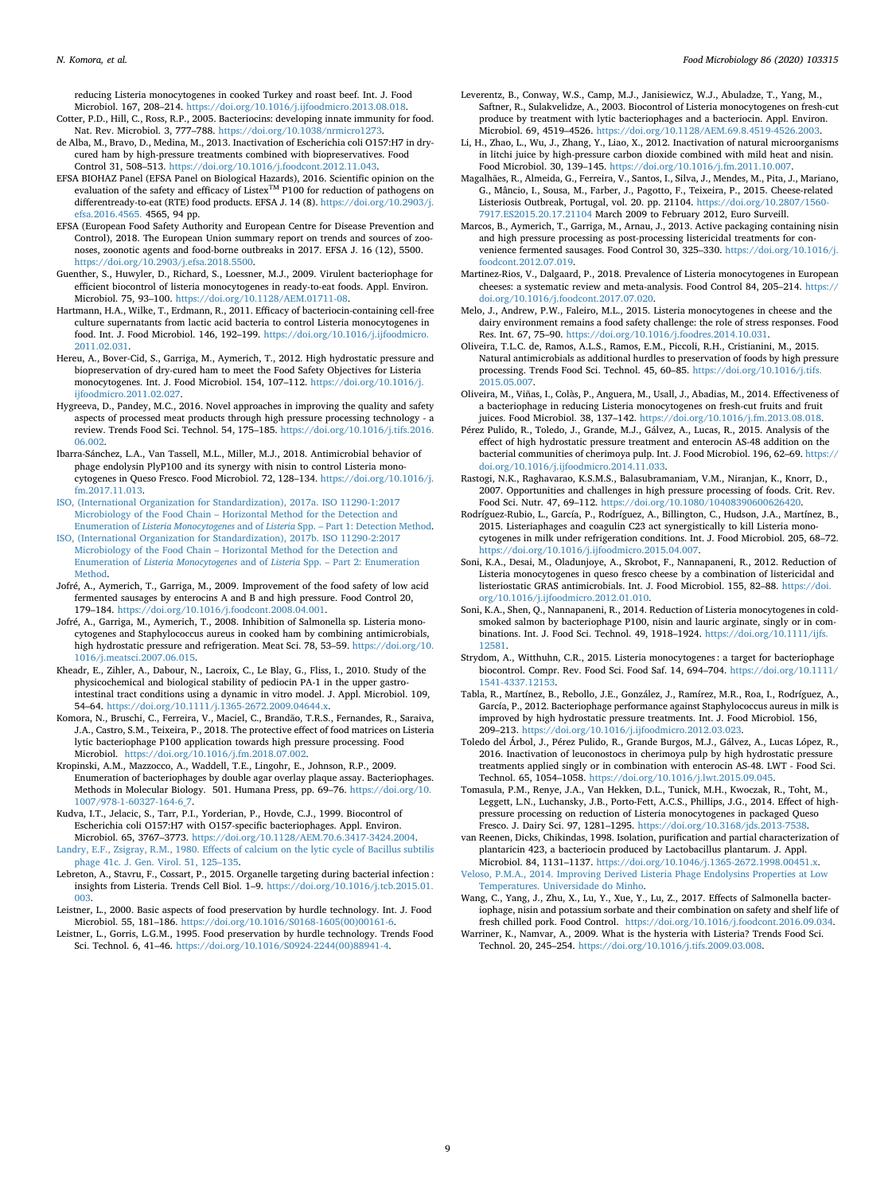reducing Listeria monocytogenes in cooked Turkey and roast beef. Int. J. Food Microbiol. 167, 208–214. https://doi.org/10.1016/j.ijfoodmicro.2013.08.018.

Cotter, P.D., Hill, C., Ross, R.P., 2005. Bacteriocins: developing innate immunity for food. Nat. Rev. Microbiol. 3, 777–788. https://doi.org/10.1038/nrmicro1273.

de Alba, M., Bravo, D., Medina, M., 2013. Inactivation of Escherichia coli O157:H7 in dry-cured ham by high-pressure treatments combined with biopreservatives. Food Control 31, 508–513. https://doi.org/10.1016/j.foodcont.2012.11.043.

EFSA BIOHAZ Panel (EFSA Panel on Biological Hazards), 2016. Scientific opinion on the evaluation of the safety and efficacy of Listex™ P100 for reduction of pathogens on differentready-to-eat (RTE) food products. EFSA J. 14 (8). https://doi.org/10.2903/j.efsa.2016.4565. 4565, 94 pp.

EFSA (European Food Safety Authority and European Centre for Disease Prevention and Control), 2018. The European Union summary report on trends and sources of zoonoses, zoonotic agents and food-borne outbreaks in 2017. EFSA J. 16 (12), 5500. https://doi.org/10.2903/j.efsa.2018.5500.

Guenther, S., Huwyler, D., Richard, S., Loessner, M.J., 2009. Virulent bacteriophage for efficient biocontrol of listeria monocytogenes in ready-to-eat foods. Appl. Environ. Microbiol. 75, 93–100. https://doi.org/10.1128/AEM.01711-08.

Hartmann, H.A., Wilke, T., Erdmann, R., 2011. Efficacy of bacteriocin-containing cell-free culture supernatants from lactic acid bacteria to control Listeria monocytogenes in food. Int. J. Food Microbiol. 146, 192–199. https://doi.org/10.1016/j.ijfoodmicro.2011.02.031.

Hereu, A., Bover-Cid, S., Garriga, M., Aymerich, T., 2012. High hydrostatic pressure and biopreservation of dry-cured ham to meet the Food Safety Objectives for Listeria monocytogenes. Int. J. Food Microbiol. 154, 107–112. https://doi.org/10.1016/j.ijfoodmicro.2011.02.027.

Hygreeva, D., Pandey, M.C., 2016. Novel approaches in improving the quality and safety aspects of processed meat products through high pressure processing technology - a review. Trends Food Sci. Technol. 54, 175–185. https://doi.org/10.1016/j.tifs.2016.06.002.

Ibarra-Sánchez, L.A., Van Tassell, M.L., Miller, M.J., 2018. Antimicrobial behavior of phage endolysin PlyP100 and its synergy with nisin to control Listeria monocytogenes in Queso Fresco. Food Microbiol. 72, 128–134. https://doi.org/10.1016/j.fm.2017.11.013.

ISO, (International Organization for Standardization), 2017a. ISO 11290-1:2017 Microbiology of the Food Chain – Horizontal Method for the Detection and Enumeration of *Listeria Monocytogenes* and of *Listeria* Spp. – Part 1: Detection Method.

ISO, (International Organization for Standardization), 2017b. ISO 11290-2:2017 Microbiology of the Food Chain – Horizontal Method for the Detection and Enumeration of *Listeria Monocytogenes* and of *Listeria* Spp. – Part 2: Enumeration Method.

Jofré, A., Aymerich, T., Garriga, M., 2009. Improvement of the food safety of low acid fermented sausages by enterocins A and B and high pressure. Food Control 20, 179–184. https://doi.org/10.1016/j.foodcont.2008.04.001.

Jofré, A., Garriga, M., Aymerich, T., 2008. Inhibition of Salmonella sp. Listeria monocytogenes and Staphylococcus aureus in cooked ham by combining antimicrobials, high hydrostatic pressure and refrigeration. Meat Sci. 78, 53–59. https://doi.org/10.1016/j.meatsci.2007.06.015.

Kheadr, E., Zihler, A., Dabour, N., Lacroix, C., Le Blay, G., Fliss, I., 2010. Study of the physicochemical and biological stability of pediocin PA-1 in the upper gastro-intestinal tract conditions using a dynamic in vitro model. J. Appl. Microbiol. 109, 54–64. https://doi.org/10.1111/j.1365-2672.2009.04644.x.

Komora, N., Bruschi, C., Ferreira, V., Maciel, C., Brandão, T.R.S., Fernandes, R., Saraiva, J.A., Castro, S.M., Teixeira, P., 2018. The protective effect of food matrices on Listeria lytic bacteriophage P100 application towards high pressure processing. Food Microbiol. https://doi.org/10.1016/j.fm.2018.07.002.

Kropinski, A.M., Mazzocco, A., Waddell, T.E., Lingohr, E., Johnson, R.P., 2009. Enumeration of bacteriophages by double agar overlay plaque assay. Bacteriophages. Methods in Molecular Biology. 501. Humana Press, pp. 69–76. https://doi.org/10.1007/978-1-60327-164-6_7.

Kudva, I.T., Jelacic, S., Tarr, P.I., Yorderian, P., Hovde, C.J., 1999. Biocontrol of Escherichia coli O157:H7 with O157-specific bacteriophages. Appl. Environ. Microbiol. 65, 3767–3773. https://doi.org/10.1128/AEM.70.6.3417-3424.2004.

Landry, E.F., Zsigray, R.M., 1980. Effects of calcium on the lytic cycle of Bacillus subtilis phage 41c. J. Gen. Virol. 51, 125–135.

Lebreton, A., Stavru, F., Cossart, P., 2015. Organelle targeting during bacterial infection : insights from Listeria. Trends Cell Biol. 1–9. https://doi.org/10.1016/j.tcb.2015.01.003.

Leistner, L., 2000. Basic aspects of food preservation by hurdle technology. Int. J. Food Microbiol. 55, 181–186. https://doi.org/10.1016/S0168-1605(00)00161-6.

Leistner, L., Gorris, L.G.M., 1995. Food preservation by hurdle technology. Trends Food Sci. Technol. 6, 41–46. https://doi.org/10.1016/S0924-2244(00)88941-4.

Leverentz, B., Conway, W.S., Camp, M.J., Janisiewicz, W.J., Abuladze, T., Yang, M., Saftner, R., Sulakvelidze, A., 2003. Biocontrol of Listeria monocytogenes on fresh-cut produce by treatment with lytic bacteriophages and a bacteriocin. Appl. Environ. Microbiol. 69, 4519–4526. https://doi.org/10.1128/AEM.69.8.4519-4526.2003.

Li, H., Zhao, L., Wu, J., Zhang, Y., Liao, X., 2012. Inactivation of natural microorganisms in litchi juice by high-pressure carbon dioxide combined with mild heat and nisin. Food Microbiol. 30, 139–145. https://doi.org/10.1016/j.fm.2011.10.007.

Magalhães, R., Almeida, G., Ferreira, V., Santos, I., Silva, J., Mendes, M., Pita, J., Mariano, G., Mâncio, I., Sousa, M., Farber, J., Pagotto, F., Teixeira, P., 2015. Cheese-related Listeriosis Outbreak, Portugal, vol. 20. pp. 21104. https://doi.org/10.2807/1560-7917.ES2015.20.17.21104 March 2009 to February 2012, Euro Surveill.

Marcos, B., Aymerich, T., Garriga, M., Arnau, J., 2013. Active packaging containing nisin and high pressure processing as post-processing listericidal treatments for convenience fermented sausages. Food Control 30, 325–330. https://doi.org/10.1016/j.foodcont.2012.07.019.

Martinez-Rios, V., Dalgaard, P., 2018. Prevalence of Listeria monocytogenes in European cheeses: a systematic review and meta-analysis. Food Control 84, 205–214. https://doi.org/10.1016/j.foodcont.2017.07.020.

Melo, J., Andrew, P.W., Faleiro, M.L., 2015. Listeria monocytogenes in cheese and the dairy environment remains a food safety challenge: the role of stress responses. Food Res. Int. 67, 75–90. https://doi.org/10.1016/j.foodres.2014.10.031.

Oliveira, T.L.C. de, Ramos, A.L.S., Ramos, E.M., Piccoli, R.H., Cristianini, M., 2015. Natural antimicrobials as additional hurdles to preservation of foods by high pressure processing. Trends Food Sci. Technol. 45, 60–85. https://doi.org/10.1016/j.tifs.2015.05.007.

Oliveira, M., Viñas, I., Colàs, P., Anguera, M., Usall, J., Abadias, M., 2014. Effectiveness of a bacteriophage in reducing Listeria monocytogenes on fresh-cut fruits and fruit juices. Food Microbiol. 38, 137–142. https://doi.org/10.1016/j.fm.2013.08.018.

Pérez Pulido, R., Toledo, J., Grande, M.J., Gálvez, A., Lucas, R., 2015. Analysis of the effect of high hydrostatic pressure treatment and enterocin AS-48 addition on the bacterial communities of cherimoya pulp. Int. J. Food Microbiol. 196, 62–69. https://doi.org/10.1016/j.ijfoodmicro.2014.11.033.

Rastogi, N.K., Raghavarao, K.S.M.S., Balasubramaniam, V.M., Niranjan, K., Knorr, D., 2007. Opportunities and challenges in high pressure processing of foods. Crit. Rev. Food Sci. Nutr. 47, 69–112. https://doi.org/10.1080/10408390600626420.

Rodríguez-Rubio, L., García, P., Rodríguez, A., Billington, C., Hudson, J.A., Martínez, B., 2015. Listeriaphages and coagulin C23 act synergistically to kill Listeria monocytogenes in milk under refrigeration conditions. Int. J. Food Microbiol. 205, 68–72. https://doi.org/10.1016/j.ijfoodmicro.2015.04.007.

Soni, K.A., Desai, M., Oladunjoye, A., Skrobot, F., Nannapaneni, R., 2012. Reduction of Listeria monocytogenes in queso fresco cheese by a combination of listericidal and listeriostatic GRAS antimicrobials. Int. J. Food Microbiol. 155, 82–88. https://doi.org/10.1016/j.ijfoodmicro.2012.01.010.

Soni, K.A., Shen, Q., Nannapaneni, R., 2014. Reduction of Listeria monocytogenes in cold-smoked salmon by bacteriophage P100, nisin and lauric arginate, singly or in combinations. Int. J. Food Sci. Technol. 49, 1918–1924. https://doi.org/10.1111/ijfs.12581.

Strydom, A., Witthuhn, C.R., 2015. Listeria monocytogenes : a target for bacteriophage biocontrol. Compr. Rev. Food Sci. Food Saf. 14, 694–704. https://doi.org/10.1111/1541-4337.12153.

Tabla, R., Martínez, B., Rebollo, J.E., González, J., Ramírez, M.R., Roa, I., Rodríguez, A., García, P., 2012. Bacteriophage performance against Staphylococcus aureus in milk is improved by high hydrostatic pressure treatments. Int. J. Food Microbiol. 156, 209–213. https://doi.org/10.1016/j.ijfoodmicro.2012.03.023.

Toledo del Árbol, J., Pérez Pulido, R., Grande Burgos, M.J., Gálvez, A., Lucas López, R., 2016. Inactivation of leuconostocs in cherimoya pulp by high hydrostatic pressure treatments applied singly or in combination with enterocin AS-48. LWT - Food Sci. Technol. 65, 1054–1058. https://doi.org/10.1016/j.lwt.2015.09.045.

Tomasula, P.M., Renye, J.A., Van Hekken, D.L., Tunick, M.H., Kwoczak, R., Toht, M., Leggett, L.N., Luchansky, J.B., Porto-Fett, A.C.S., Phillips, J.G., 2014. Effect of high-pressure processing on reduction of Listeria monocytogenes in packaged Queso Fresco. J. Dairy Sci. 97, 1281–1295. https://doi.org/10.3168/jds.2013-7538.

van Reenen, Dicks, Chikindas, 1998. Isolation, purification and partial characterization of plantaricin 423, a bacteriocin produced by Lactobacillus plantarum. J. Appl. Microbiol. 84, 1131–1137. https://doi.org/10.1046/j.1365-2672.1998.00451.x.

Veloso, P.M.A., 2014. Improving Derived Listeria Phage Endolysins Properties at Low Temperatures. Universidade do Minho.

Wang, C., Yang, J., Zhu, X., Lu, Y., Xue, Y., Lu, Z., 2017. Effects of Salmonella bacteriophage, nisin and potassium sorbate and their combination on safety and shelf life of fresh chilled pork. Food Control. https://doi.org/10.1016/j.foodcont.2016.09.034.

Warriner, K., Namvar, A., 2009. What is the hysteria with Listeria? Trends Food Sci. Technol. 20, 245–254. https://doi.org/10.1016/j.tifs.2009.03.008.